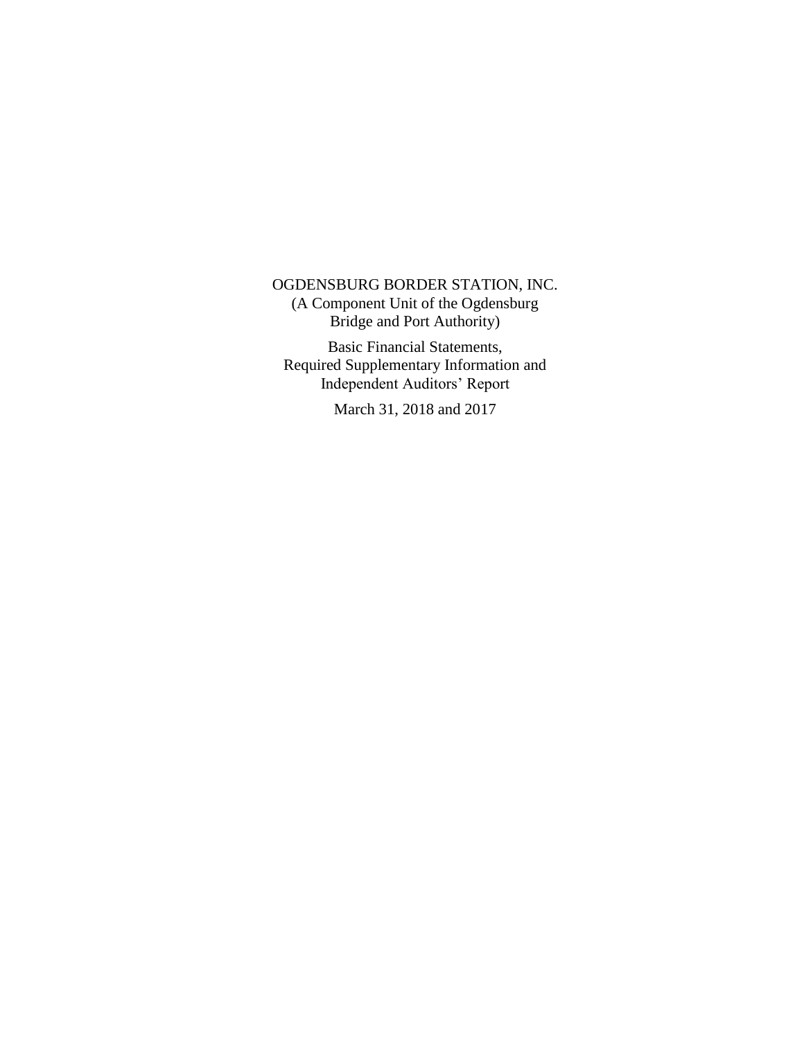OGDENSBURG BORDER STATION, INC.
(A Component Unit of the Ogdensburg
Bridge and Port Authority)

Basic Financial Statements,
Required Supplementary Information and
Independent Auditors' Report

March 31, 2018 and 2017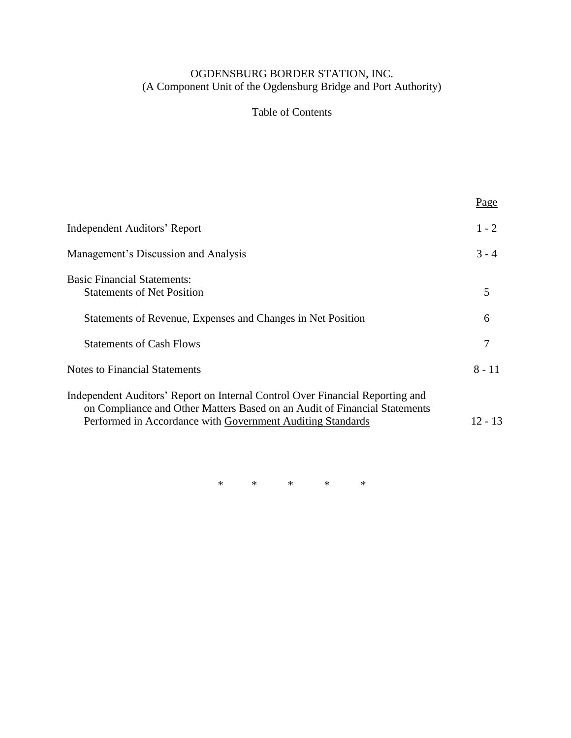# OGDENSBURG BORDER STATION, INC.
## (A Component Unit of the Ogdensburg Bridge and Port Authority)

### Table of Contents

| | Page |
|---|---|
| Independent Auditors' Report | 1 - 2 |
| Management's Discussion and Analysis | 3 - 4 |
| Basic Financial Statements: | |
| Statements of Net Position | 5 |
| Statements of Revenue, Expenses and Changes in Net Position | 6 |
| Statements of Cash Flows | 7 |
| Notes to Financial Statements | 8 - 11 |
| Independent Auditors' Report on Internal Control Over Financial Reporting and on Compliance and Other Matters Based on an Audit of Financial Statements Performed in Accordance with Government Auditing Standards | 12 - 13 |

\*  \*  \*  \*  \*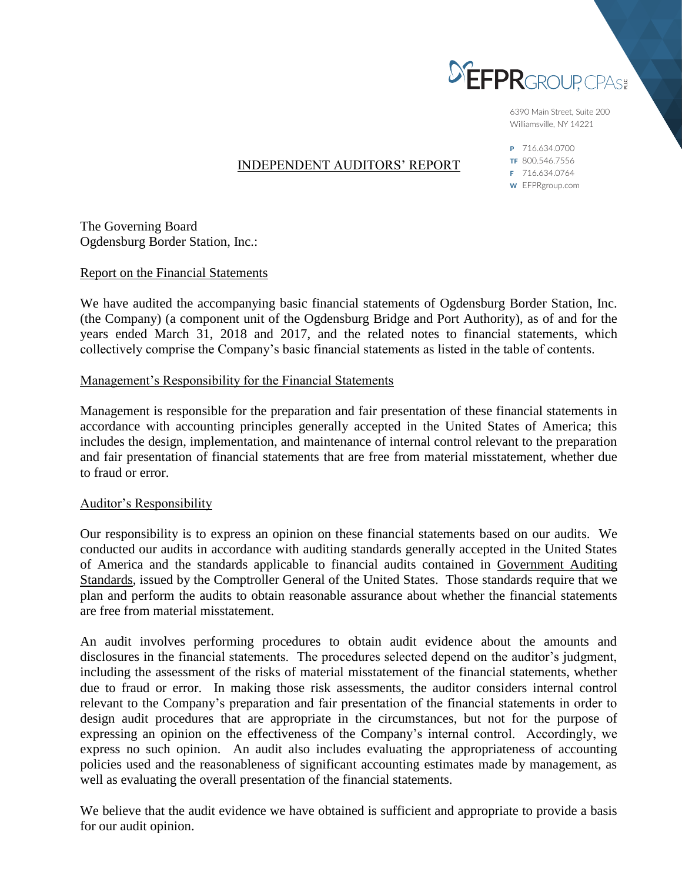EFPR GROUP, CPAs PLLC

6390 Main Street, Suite 200
Williamsville, NY 14221

P 716.634.0700
TF 800.546.7556
F 716.634.0764
W EFPRgroup.com

# INDEPENDENT AUDITORS' REPORT

The Governing Board
Ogdensburg Border Station, Inc.:

## Report on the Financial Statements

We have audited the accompanying basic financial statements of Ogdensburg Border Station, Inc. (the Company) (a component unit of the Ogdensburg Bridge and Port Authority), as of and for the years ended March 31, 2018 and 2017, and the related notes to financial statements, which collectively comprise the Company's basic financial statements as listed in the table of contents.

## Management's Responsibility for the Financial Statements

Management is responsible for the preparation and fair presentation of these financial statements in accordance with accounting principles generally accepted in the United States of America; this includes the design, implementation, and maintenance of internal control relevant to the preparation and fair presentation of financial statements that are free from material misstatement, whether due to fraud or error.

## Auditor's Responsibility

Our responsibility is to express an opinion on these financial statements based on our audits. We conducted our audits in accordance with auditing standards generally accepted in the United States of America and the standards applicable to financial audits contained in Government Auditing Standards, issued by the Comptroller General of the United States. Those standards require that we plan and perform the audits to obtain reasonable assurance about whether the financial statements are free from material misstatement.

An audit involves performing procedures to obtain audit evidence about the amounts and disclosures in the financial statements. The procedures selected depend on the auditor's judgment, including the assessment of the risks of material misstatement of the financial statements, whether due to fraud or error. In making those risk assessments, the auditor considers internal control relevant to the Company's preparation and fair presentation of the financial statements in order to design audit procedures that are appropriate in the circumstances, but not for the purpose of expressing an opinion on the effectiveness of the Company's internal control. Accordingly, we express no such opinion. An audit also includes evaluating the appropriateness of accounting policies used and the reasonableness of significant accounting estimates made by management, as well as evaluating the overall presentation of the financial statements.

We believe that the audit evidence we have obtained is sufficient and appropriate to provide a basis for our audit opinion.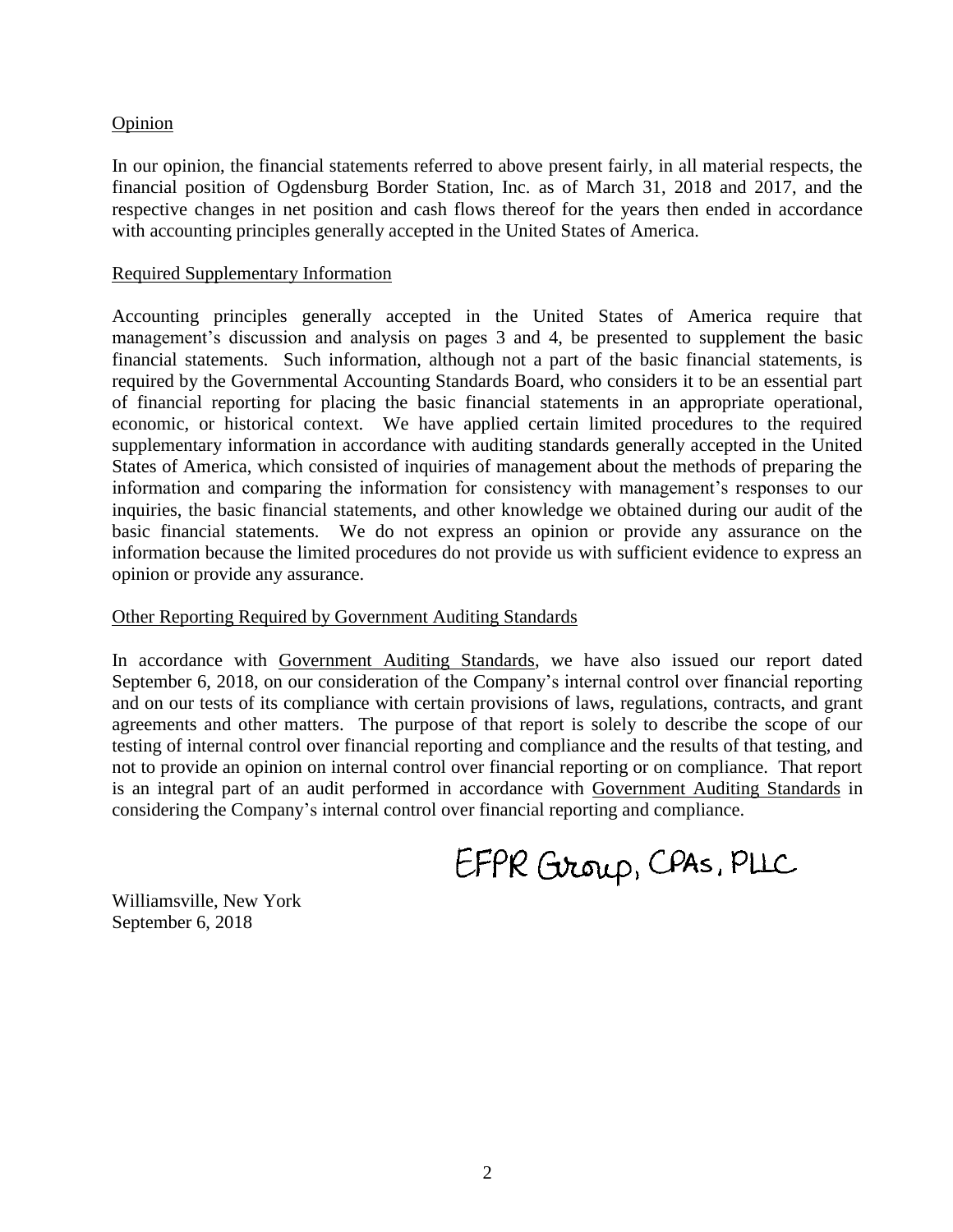## Opinion

In our opinion, the financial statements referred to above present fairly, in all material respects, the financial position of Ogdensburg Border Station, Inc. as of March 31, 2018 and 2017, and the respective changes in net position and cash flows thereof for the years then ended in accordance with accounting principles generally accepted in the United States of America.

## Required Supplementary Information

Accounting principles generally accepted in the United States of America require that management's discussion and analysis on pages 3 and 4, be presented to supplement the basic financial statements. Such information, although not a part of the basic financial statements, is required by the Governmental Accounting Standards Board, who considers it to be an essential part of financial reporting for placing the basic financial statements in an appropriate operational, economic, or historical context. We have applied certain limited procedures to the required supplementary information in accordance with auditing standards generally accepted in the United States of America, which consisted of inquiries of management about the methods of preparing the information and comparing the information for consistency with management's responses to our inquiries, the basic financial statements, and other knowledge we obtained during our audit of the basic financial statements. We do not express an opinion or provide any assurance on the information because the limited procedures do not provide us with sufficient evidence to express an opinion or provide any assurance.

## Other Reporting Required by Government Auditing Standards

In accordance with Government Auditing Standards, we have also issued our report dated September 6, 2018, on our consideration of the Company's internal control over financial reporting and on our tests of its compliance with certain provisions of laws, regulations, contracts, and grant agreements and other matters. The purpose of that report is solely to describe the scope of our testing of internal control over financial reporting and compliance and the results of that testing, and not to provide an opinion on internal control over financial reporting or on compliance. That report is an integral part of an audit performed in accordance with Government Auditing Standards in considering the Company's internal control over financial reporting and compliance.

EFPR Group, CPAs, PLLC

Williamsville, New York
September 6, 2018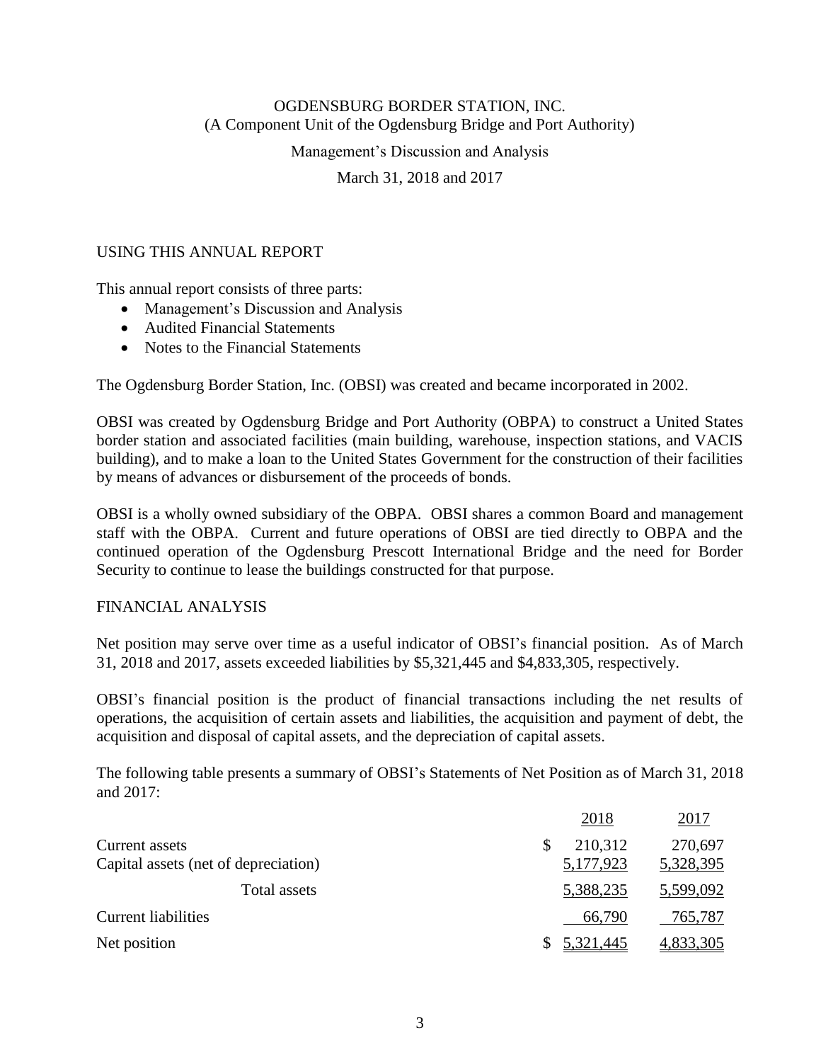# OGDENSBURG BORDER STATION, INC.

(A Component Unit of the Ogdensburg Bridge and Port Authority)

Management's Discussion and Analysis

March 31, 2018 and 2017

## USING THIS ANNUAL REPORT

This annual report consists of three parts:

- Management's Discussion and Analysis
- Audited Financial Statements
- Notes to the Financial Statements

The Ogdensburg Border Station, Inc. (OBSI) was created and became incorporated in 2002.

OBSI was created by Ogdensburg Bridge and Port Authority (OBPA) to construct a United States border station and associated facilities (main building, warehouse, inspection stations, and VACIS building), and to make a loan to the United States Government for the construction of their facilities by means of advances or disbursement of the proceeds of bonds.

OBSI is a wholly owned subsidiary of the OBPA. OBSI shares a common Board and management staff with the OBPA. Current and future operations of OBSI are tied directly to OBPA and the continued operation of the Ogdensburg Prescott International Bridge and the need for Border Security to continue to lease the buildings constructed for that purpose.

## FINANCIAL ANALYSIS

Net position may serve over time as a useful indicator of OBSI's financial position. As of March 31, 2018 and 2017, assets exceeded liabilities by $5,321,445 and $4,833,305, respectively.

OBSI's financial position is the product of financial transactions including the net results of operations, the acquisition of certain assets and liabilities, the acquisition and payment of debt, the acquisition and disposal of capital assets, and the depreciation of capital assets.

The following table presents a summary of OBSI's Statements of Net Position as of March 31, 2018 and 2017:

| | 2018 | 2017 |
|---|---|---|
| Current assets | $ 210,312 | 270,697 |
| Capital assets (net of depreciation) | 5,177,923 | 5,328,395 |
| Total assets | 5,388,235 | 5,599,092 |
| Current liabilities | 66,790 | 765,787 |
| Net position | $ 5,321,445 | 4,833,305 |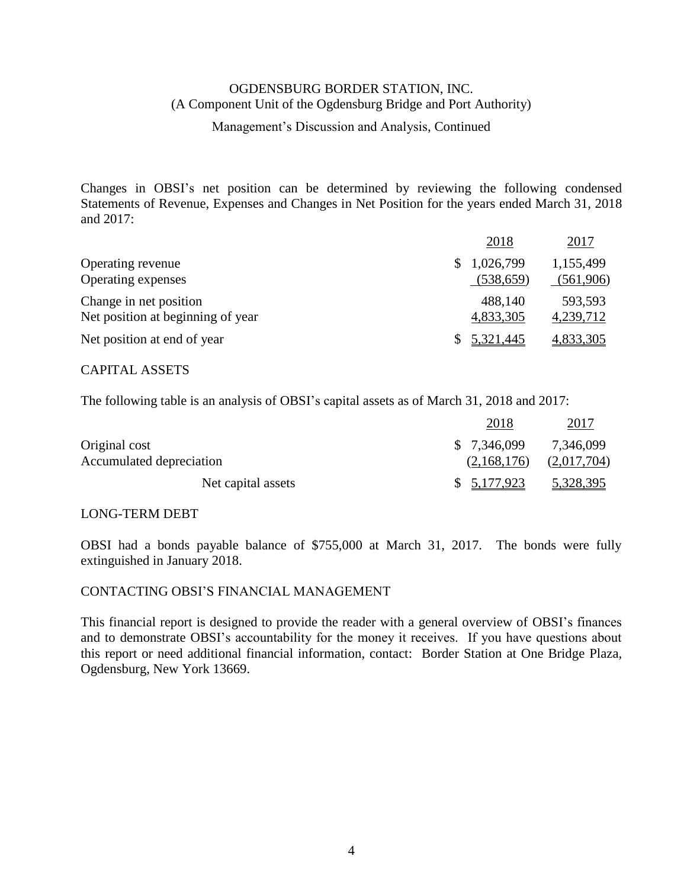# OGDENSBURG BORDER STATION, INC.
(A Component Unit of the Ogdensburg Bridge and Port Authority)

Management's Discussion and Analysis, Continued

Changes in OBSI's net position can be determined by reviewing the following condensed Statements of Revenue, Expenses and Changes in Net Position for the years ended March 31, 2018 and 2017:

| | 2018 | 2017 |
|---|---|---|
| Operating revenue | $ 1,026,799 | 1,155,499 |
| Operating expenses | (538,659) | (561,906) |
| Change in net position | 488,140 | 593,593 |
| Net position at beginning of year | 4,833,305 | 4,239,712 |
| Net position at end of year | $ 5,321,445 | 4,833,305 |

## CAPITAL ASSETS

The following table is an analysis of OBSI's capital assets as of March 31, 2018 and 2017:

| | 2018 | 2017 |
|---|---|---|
| Original cost | $ 7,346,099 | 7,346,099 |
| Accumulated depreciation | (2,168,176) | (2,017,704) |
| Net capital assets | $ 5,177,923 | 5,328,395 |

## LONG-TERM DEBT

OBSI had a bonds payable balance of $755,000 at March 31, 2017. The bonds were fully extinguished in January 2018.

## CONTACTING OBSI'S FINANCIAL MANAGEMENT

This financial report is designed to provide the reader with a general overview of OBSI's finances and to demonstrate OBSI's accountability for the money it receives. If you have questions about this report or need additional financial information, contact: Border Station at One Bridge Plaza, Ogdensburg, New York 13669.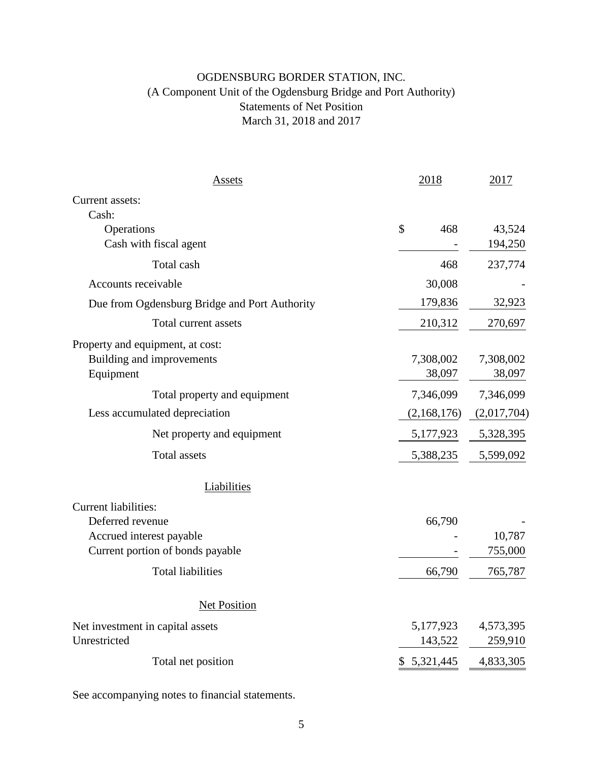# OGDENSBURG BORDER STATION, INC.

(A Component Unit of the Ogdensburg Bridge and Port Authority)

Statements of Net Position

March 31, 2018 and 2017

| Assets | 2018 | 2017 |
|---|---|---|
| Current assets: | | |
| Cash: | | |
| Operations | $ 468 | 43,524 |
| Cash with fiscal agent | - | 194,250 |
| Total cash | 468 | 237,774 |
| Accounts receivable | 30,008 | - |
| Due from Ogdensburg Bridge and Port Authority | 179,836 | 32,923 |
| Total current assets | 210,312 | 270,697 |
| Property and equipment, at cost: | | |
| Building and improvements | 7,308,002 | 7,308,002 |
| Equipment | 38,097 | 38,097 |
| Total property and equipment | 7,346,099 | 7,346,099 |
| Less accumulated depreciation | (2,168,176) | (2,017,704) |
| Net property and equipment | 5,177,923 | 5,328,395 |
| Total assets | 5,388,235 | 5,599,092 |
| **Liabilities** | | |
| Current liabilities: | | |
| Deferred revenue | 66,790 | - |
| Accrued interest payable | - | 10,787 |
| Current portion of bonds payable | - | 755,000 |
| Total liabilities | 66,790 | 765,787 |
| **Net Position** | | |
| Net investment in capital assets | 5,177,923 | 4,573,395 |
| Unrestricted | 143,522 | 259,910 |
| Total net position | $ 5,321,445 | 4,833,305 |

See accompanying notes to financial statements.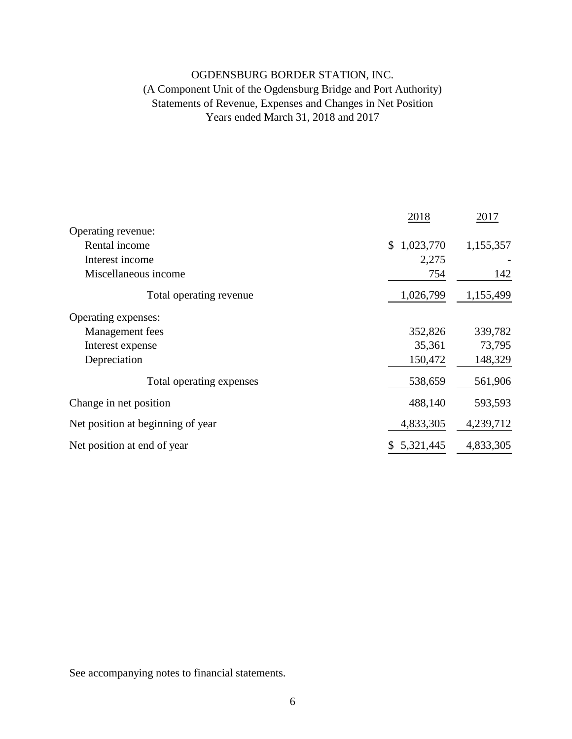# OGDENSBURG BORDER STATION, INC.

(A Component Unit of the Ogdensburg Bridge and Port Authority)

Statements of Revenue, Expenses and Changes in Net Position

Years ended March 31, 2018 and 2017

| | 2018 | 2017 |
|---|---|---|
| Operating revenue: | | |
| Rental income | $ 1,023,770 | 1,155,357 |
| Interest income | 2,275 | - |
| Miscellaneous income | 754 | 142 |
| Total operating revenue | 1,026,799 | 1,155,499 |
| Operating expenses: | | |
| Management fees | 352,826 | 339,782 |
| Interest expense | 35,361 | 73,795 |
| Depreciation | 150,472 | 148,329 |
| Total operating expenses | 538,659 | 561,906 |
| Change in net position | 488,140 | 593,593 |
| Net position at beginning of year | 4,833,305 | 4,239,712 |
| Net position at end of year | $ 5,321,445 | 4,833,305 |

See accompanying notes to financial statements.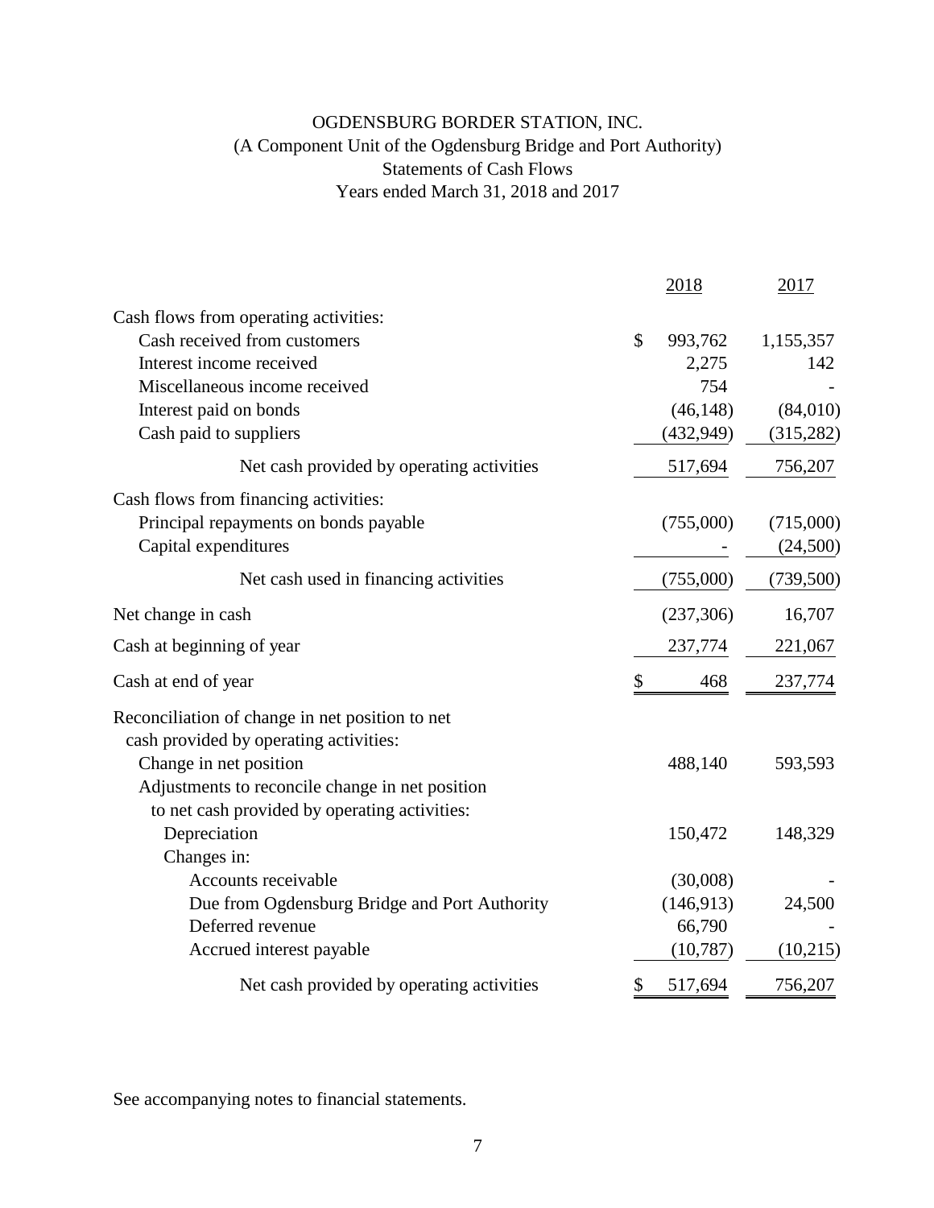# OGDENSBURG BORDER STATION, INC.

(A Component Unit of the Ogdensburg Bridge and Port Authority)

Statements of Cash Flows

Years ended March 31, 2018 and 2017

| | 2018 | 2017 |
|---|---|---|
| Cash flows from operating activities: | | |
| Cash received from customers | $ 993,762 | 1,155,357 |
| Interest income received | 2,275 | 142 |
| Miscellaneous income received | 754 | - |
| Interest paid on bonds | (46,148) | (84,010) |
| Cash paid to suppliers | (432,949) | (315,282) |
| Net cash provided by operating activities | 517,694 | 756,207 |
| Cash flows from financing activities: | | |
| Principal repayments on bonds payable | (755,000) | (715,000) |
| Capital expenditures | - | (24,500) |
| Net cash used in financing activities | (755,000) | (739,500) |
| Net change in cash | (237,306) | 16,707 |
| Cash at beginning of year | 237,774 | 221,067 |
| Cash at end of year | $ 468 | 237,774 |
| Reconciliation of change in net position to net cash provided by operating activities: | | |
| Change in net position | 488,140 | 593,593 |
| Adjustments to reconcile change in net position to net cash provided by operating activities: | | |
| Depreciation | 150,472 | 148,329 |
| Changes in: | | |
| Accounts receivable | (30,008) | - |
| Due from Ogdensburg Bridge and Port Authority | (146,913) | 24,500 |
| Deferred revenue | 66,790 | - |
| Accrued interest payable | (10,787) | (10,215) |
| Net cash provided by operating activities | $ 517,694 | 756,207 |

See accompanying notes to financial statements.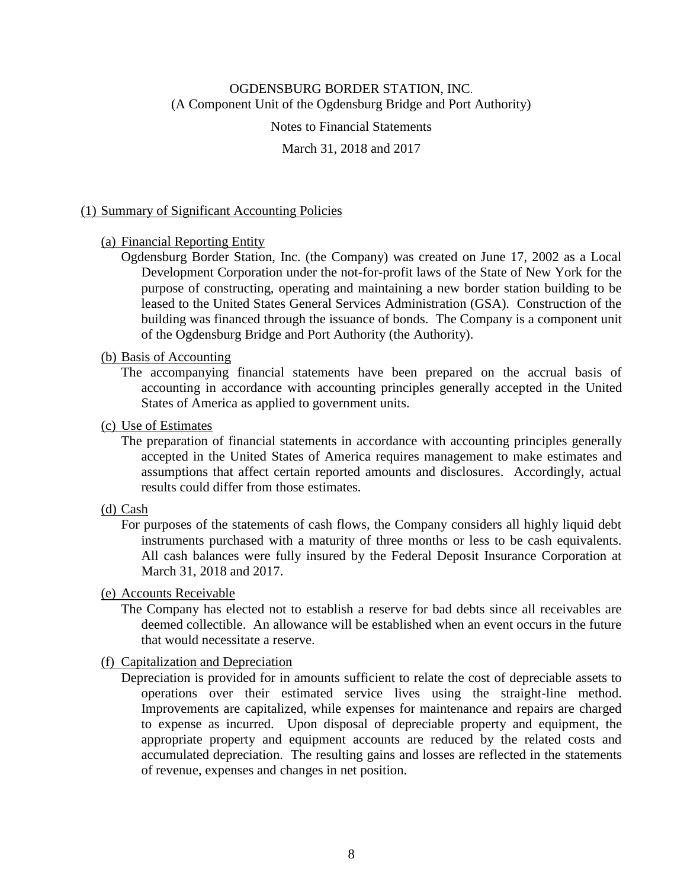# OGDENSBURG BORDER STATION, INC.
(A Component Unit of the Ogdensburg Bridge and Port Authority)

Notes to Financial Statements

March 31, 2018 and 2017

## (1) Summary of Significant Accounting Policies

### (a) Financial Reporting Entity

Ogdensburg Border Station, Inc. (the Company) was created on June 17, 2002 as a Local Development Corporation under the not-for-profit laws of the State of New York for the purpose of constructing, operating and maintaining a new border station building to be leased to the United States General Services Administration (GSA). Construction of the building was financed through the issuance of bonds. The Company is a component unit of the Ogdensburg Bridge and Port Authority (the Authority).

### (b) Basis of Accounting

The accompanying financial statements have been prepared on the accrual basis of accounting in accordance with accounting principles generally accepted in the United States of America as applied to government units.

### (c) Use of Estimates

The preparation of financial statements in accordance with accounting principles generally accepted in the United States of America requires management to make estimates and assumptions that affect certain reported amounts and disclosures. Accordingly, actual results could differ from those estimates.

### (d) Cash

For purposes of the statements of cash flows, the Company considers all highly liquid debt instruments purchased with a maturity of three months or less to be cash equivalents. All cash balances were fully insured by the Federal Deposit Insurance Corporation at March 31, 2018 and 2017.

### (e) Accounts Receivable

The Company has elected not to establish a reserve for bad debts since all receivables are deemed collectible. An allowance will be established when an event occurs in the future that would necessitate a reserve.

### (f) Capitalization and Depreciation

Depreciation is provided for in amounts sufficient to relate the cost of depreciable assets to operations over their estimated service lives using the straight-line method. Improvements are capitalized, while expenses for maintenance and repairs are charged to expense as incurred. Upon disposal of depreciable property and equipment, the appropriate property and equipment accounts are reduced by the related costs and accumulated depreciation. The resulting gains and losses are reflected in the statements of revenue, expenses and changes in net position.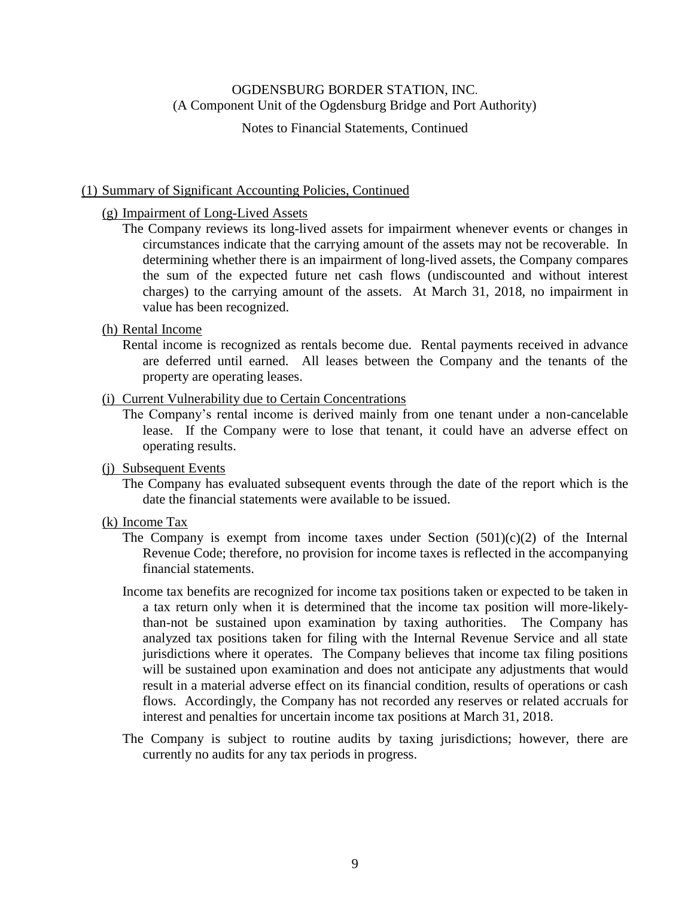OGDENSBURG BORDER STATION, INC.
(A Component Unit of the Ogdensburg Bridge and Port Authority)

Notes to Financial Statements, Continued

## (1) Summary of Significant Accounting Policies, Continued

### (g) Impairment of Long-Lived Assets

The Company reviews its long-lived assets for impairment whenever events or changes in circumstances indicate that the carrying amount of the assets may not be recoverable. In determining whether there is an impairment of long-lived assets, the Company compares the sum of the expected future net cash flows (undiscounted and without interest charges) to the carrying amount of the assets. At March 31, 2018, no impairment in value has been recognized.

### (h) Rental Income

Rental income is recognized as rentals become due. Rental payments received in advance are deferred until earned. All leases between the Company and the tenants of the property are operating leases.

### (i) Current Vulnerability due to Certain Concentrations

The Company's rental income is derived mainly from one tenant under a non-cancelable lease. If the Company were to lose that tenant, it could have an adverse effect on operating results.

### (j) Subsequent Events

The Company has evaluated subsequent events through the date of the report which is the date the financial statements were available to be issued.

### (k) Income Tax

The Company is exempt from income taxes under Section (501)(c)(2) of the Internal Revenue Code; therefore, no provision for income taxes is reflected in the accompanying financial statements.

Income tax benefits are recognized for income tax positions taken or expected to be taken in a tax return only when it is determined that the income tax position will more-likely-than-not be sustained upon examination by taxing authorities. The Company has analyzed tax positions taken for filing with the Internal Revenue Service and all state jurisdictions where it operates. The Company believes that income tax filing positions will be sustained upon examination and does not anticipate any adjustments that would result in a material adverse effect on its financial condition, results of operations or cash flows. Accordingly, the Company has not recorded any reserves or related accruals for interest and penalties for uncertain income tax positions at March 31, 2018.

The Company is subject to routine audits by taxing jurisdictions; however, there are currently no audits for any tax periods in progress.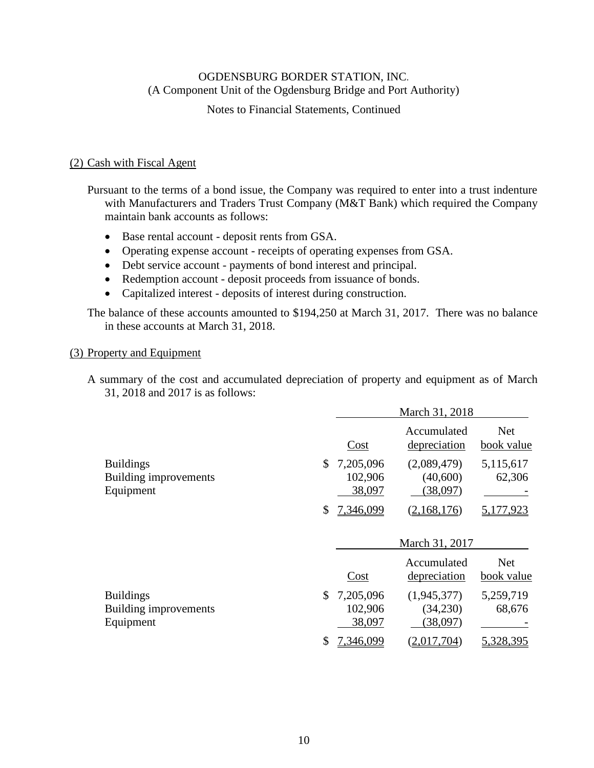OGDENSBURG BORDER STATION, INC.
(A Component Unit of the Ogdensburg Bridge and Port Authority)

Notes to Financial Statements, Continued

## (2) Cash with Fiscal Agent

Pursuant to the terms of a bond issue, the Company was required to enter into a trust indenture with Manufacturers and Traders Trust Company (M&T Bank) which required the Company maintain bank accounts as follows:

- Base rental account - deposit rents from GSA.
- Operating expense account - receipts of operating expenses from GSA.
- Debt service account - payments of bond interest and principal.
- Redemption account - deposit proceeds from issuance of bonds.
- Capitalized interest - deposits of interest during construction.

The balance of these accounts amounted to $194,250 at March 31, 2017. There was no balance in these accounts at March 31, 2018.

## (3) Property and Equipment

A summary of the cost and accumulated depreciation of property and equipment as of March 31, 2018 and 2017 is as follows:

| | March 31, 2018 | | |
|---|---|---|---|
| | Cost | Accumulated depreciation | Net book value |
| Buildings | $ 7,205,096 | (2,089,479) | 5,115,617 |
| Building improvements | 102,906 | (40,600) | 62,306 |
| Equipment | 38,097 | (38,097) | - |
| | $ 7,346,099 | (2,168,176) | 5,177,923 |

| | March 31, 2017 | | |
|---|---|---|---|
| | Cost | Accumulated depreciation | Net book value |
| Buildings | $ 7,205,096 | (1,945,377) | 5,259,719 |
| Building improvements | 102,906 | (34,230) | 68,676 |
| Equipment | 38,097 | (38,097) | - |
| | $ 7,346,099 | (2,017,704) | 5,328,395 |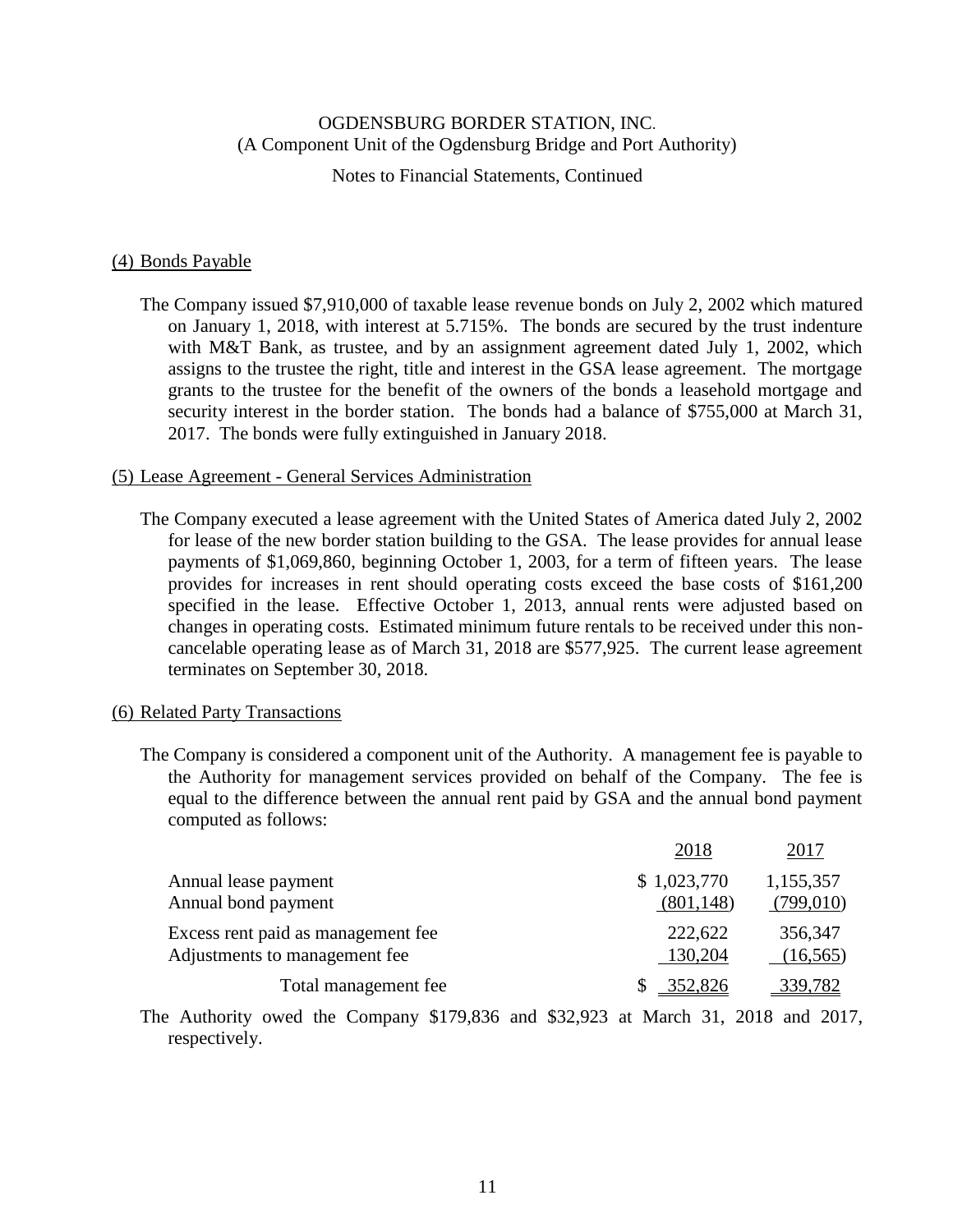OGDENSBURG BORDER STATION, INC.
(A Component Unit of the Ogdensburg Bridge and Port Authority)

Notes to Financial Statements, Continued

## (4) Bonds Payable

The Company issued $7,910,000 of taxable lease revenue bonds on July 2, 2002 which matured on January 1, 2018, with interest at 5.715%. The bonds are secured by the trust indenture with M&T Bank, as trustee, and by an assignment agreement dated July 1, 2002, which assigns to the trustee the right, title and interest in the GSA lease agreement. The mortgage grants to the trustee for the benefit of the owners of the bonds a leasehold mortgage and security interest in the border station. The bonds had a balance of $755,000 at March 31, 2017. The bonds were fully extinguished in January 2018.

## (5) Lease Agreement - General Services Administration

The Company executed a lease agreement with the United States of America dated July 2, 2002 for lease of the new border station building to the GSA. The lease provides for annual lease payments of $1,069,860, beginning October 1, 2003, for a term of fifteen years. The lease provides for increases in rent should operating costs exceed the base costs of $161,200 specified in the lease. Effective October 1, 2013, annual rents were adjusted based on changes in operating costs. Estimated minimum future rentals to be received under this non-cancelable operating lease as of March 31, 2018 are $577,925. The current lease agreement terminates on September 30, 2018.

## (6) Related Party Transactions

The Company is considered a component unit of the Authority. A management fee is payable to the Authority for management services provided on behalf of the Company. The fee is equal to the difference between the annual rent paid by GSA and the annual bond payment computed as follows:

| | 2018 | 2017 |
|---|---|---|
| Annual lease payment | $ 1,023,770 | 1,155,357 |
| Annual bond payment | (801,148) | (799,010) |
| Excess rent paid as management fee | 222,622 | 356,347 |
| Adjustments to management fee | 130,204 | (16,565) |
| Total management fee | $ 352,826 | 339,782 |

The Authority owed the Company $179,836 and $32,923 at March 31, 2018 and 2017, respectively.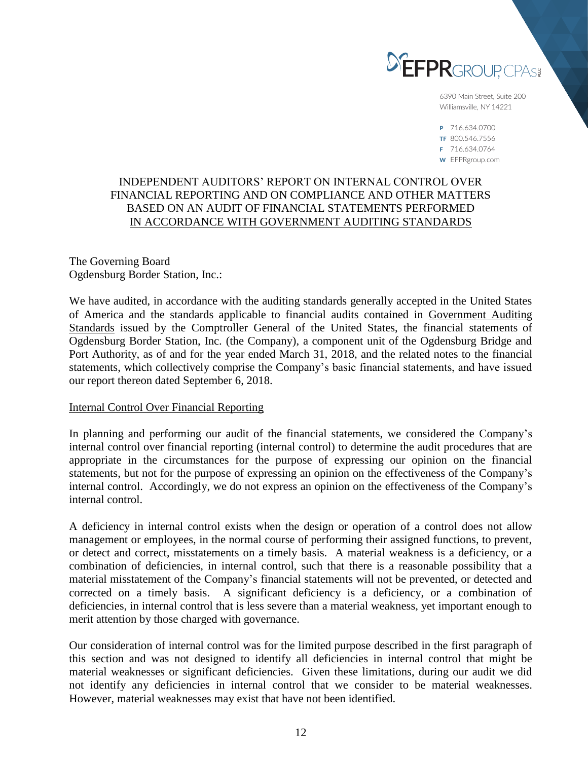EFPR GROUP, CPAs PLLC

6390 Main Street, Suite 200
Williamsville, NY 14221

P 716.634.0700
TF 800.546.7556
F 716.634.0764
W EFPRgroup.com

# INDEPENDENT AUDITORS' REPORT ON INTERNAL CONTROL OVER FINANCIAL REPORTING AND ON COMPLIANCE AND OTHER MATTERS BASED ON AN AUDIT OF FINANCIAL STATEMENTS PERFORMED IN ACCORDANCE WITH GOVERNMENT AUDITING STANDARDS

The Governing Board
Ogdensburg Border Station, Inc.:

We have audited, in accordance with the auditing standards generally accepted in the United States of America and the standards applicable to financial audits contained in Government Auditing Standards issued by the Comptroller General of the United States, the financial statements of Ogdensburg Border Station, Inc. (the Company), a component unit of the Ogdensburg Bridge and Port Authority, as of and for the year ended March 31, 2018, and the related notes to the financial statements, which collectively comprise the Company's basic financial statements, and have issued our report thereon dated September 6, 2018.

## Internal Control Over Financial Reporting

In planning and performing our audit of the financial statements, we considered the Company's internal control over financial reporting (internal control) to determine the audit procedures that are appropriate in the circumstances for the purpose of expressing our opinion on the financial statements, but not for the purpose of expressing an opinion on the effectiveness of the Company's internal control. Accordingly, we do not express an opinion on the effectiveness of the Company's internal control.

A deficiency in internal control exists when the design or operation of a control does not allow management or employees, in the normal course of performing their assigned functions, to prevent, or detect and correct, misstatements on a timely basis. A material weakness is a deficiency, or a combination of deficiencies, in internal control, such that there is a reasonable possibility that a material misstatement of the Company's financial statements will not be prevented, or detected and corrected on a timely basis. A significant deficiency is a deficiency, or a combination of deficiencies, in internal control that is less severe than a material weakness, yet important enough to merit attention by those charged with governance.

Our consideration of internal control was for the limited purpose described in the first paragraph of this section and was not designed to identify all deficiencies in internal control that might be material weaknesses or significant deficiencies. Given these limitations, during our audit we did not identify any deficiencies in internal control that we consider to be material weaknesses. However, material weaknesses may exist that have not been identified.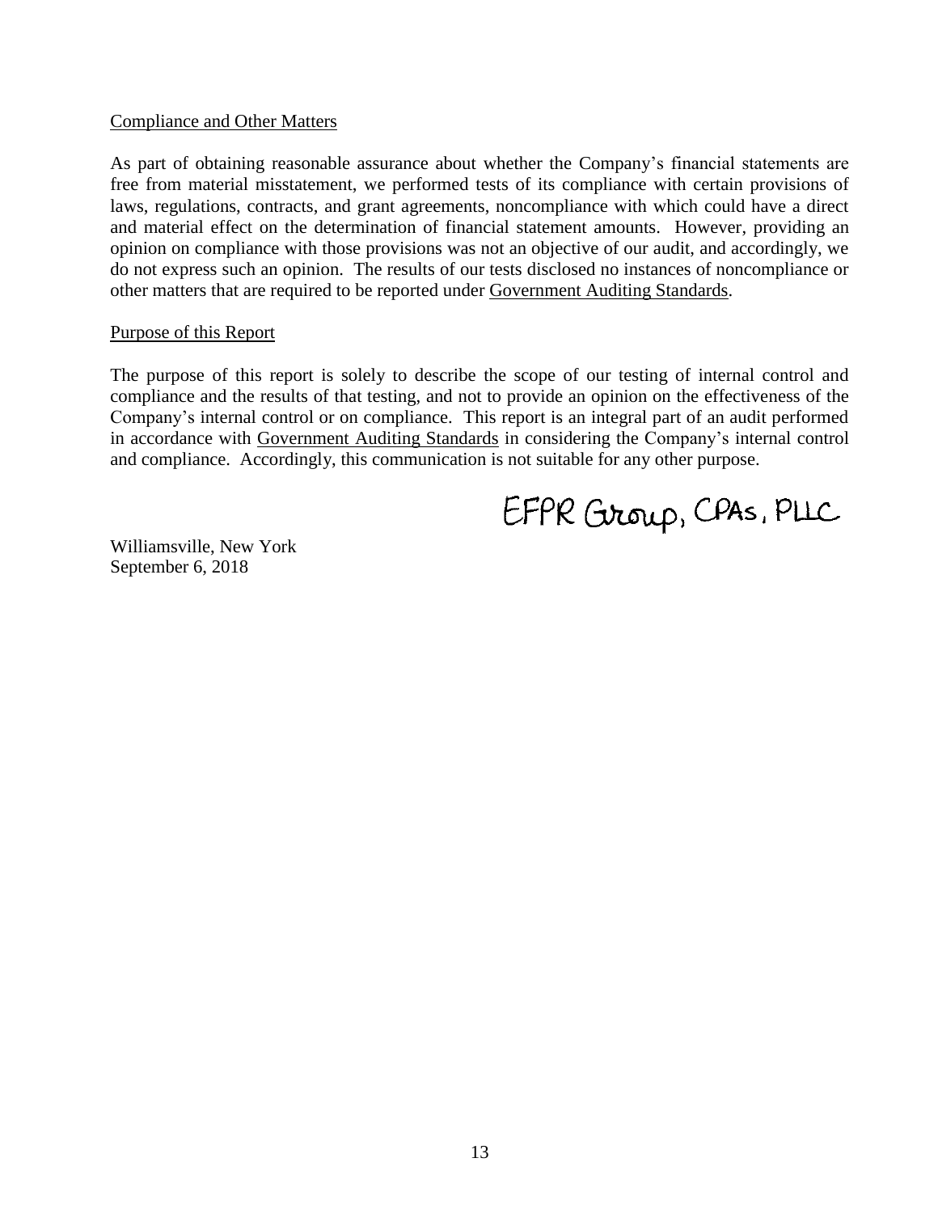Compliance and Other Matters

As part of obtaining reasonable assurance about whether the Company's financial statements are free from material misstatement, we performed tests of its compliance with certain provisions of laws, regulations, contracts, and grant agreements, noncompliance with which could have a direct and material effect on the determination of financial statement amounts. However, providing an opinion on compliance with those provisions was not an objective of our audit, and accordingly, we do not express such an opinion. The results of our tests disclosed no instances of noncompliance or other matters that are required to be reported under Government Auditing Standards.

Purpose of this Report

The purpose of this report is solely to describe the scope of our testing of internal control and compliance and the results of that testing, and not to provide an opinion on the effectiveness of the Company's internal control or on compliance. This report is an integral part of an audit performed in accordance with Government Auditing Standards in considering the Company's internal control and compliance. Accordingly, this communication is not suitable for any other purpose.

EFPR Group, CPAs, PLLC

Williamsville, New York
September 6, 2018